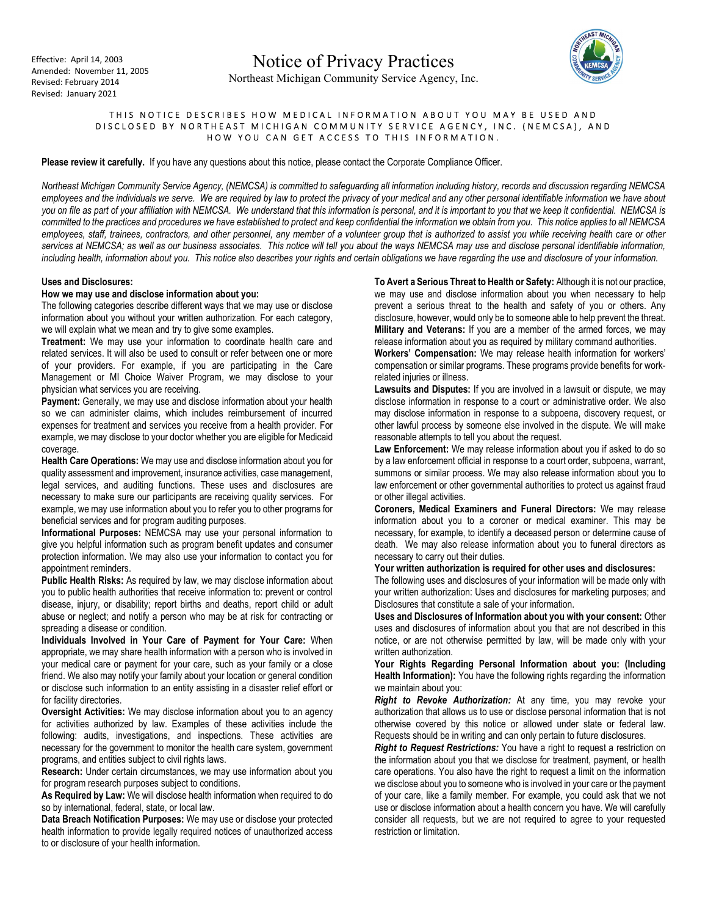Effective: April 14, 2003
Amended: November 11, 2005
Revised: February 2014
Revised: January 2021

# Notice of Privacy Practices

Northeast Michigan Community Service Agency, Inc.

THIS NOTICE DESCRIBES HOW MEDICAL INFORMATION ABOUT YOU MAY BE USED AND DISCLOSED BY NORTHEAST MICHIGAN COMMUNITY SERVICE AGENCY, INC. (NEMCSA), AND HOW YOU CAN GET ACCESS TO THIS INFORMATION.

**Please review it carefully.** If you have any questions about this notice, please contact the Corporate Compliance Officer.

*Northeast Michigan Community Service Agency, (NEMCSA) is committed to safeguarding all information including history, records and discussion regarding NEMCSA employees and the individuals we serve. We are required by law to protect the privacy of your medical and any other personal identifiable information we have about you on file as part of your affiliation with NEMCSA. We understand that this information is personal, and it is important to you that we keep it confidential. NEMCSA is committed to the practices and procedures we have established to protect and keep confidential the information we obtain from you. This notice applies to all NEMCSA employees, staff, trainees, contractors, and other personnel, any member of a volunteer group that is authorized to assist you while receiving health care or other services at NEMCSA; as well as our business associates. This notice will tell you about the ways NEMCSA may use and disclose personal identifiable information, including health, information about you. This notice also describes your rights and certain obligations we have regarding the use and disclosure of your information.*

**Uses and Disclosures:**

**How we may use and disclose information about you:**

The following categories describe different ways that we may use or disclose information about you without your written authorization. For each category, we will explain what we mean and try to give some examples.

**Treatment:** We may use your information to coordinate health care and related services. It will also be used to consult or refer between one or more of your providers. For example, if you are participating in the Care Management or MI Choice Waiver Program, we may disclose to your physician what services you are receiving.

**Payment:** Generally, we may use and disclose information about your health so we can administer claims, which includes reimbursement of incurred expenses for treatment and services you receive from a health provider. For example, we may disclose to your doctor whether you are eligible for Medicaid coverage.

**Health Care Operations:** We may use and disclose information about you for quality assessment and improvement, insurance activities, case management, legal services, and auditing functions. These uses and disclosures are necessary to make sure our participants are receiving quality services. For example, we may use information about you to refer you to other programs for beneficial services and for program auditing purposes.

**Informational Purposes:** NEMCSA may use your personal information to give you helpful information such as program benefit updates and consumer protection information. We may also use your information to contact you for appointment reminders.

**Public Health Risks:** As required by law, we may disclose information about you to public health authorities that receive information to: prevent or control disease, injury, or disability; report births and deaths, report child or adult abuse or neglect; and notify a person who may be at risk for contracting or spreading a disease or condition.

**Individuals Involved in Your Care of Payment for Your Care:** When appropriate, we may share health information with a person who is involved in your medical care or payment for your care, such as your family or a close friend. We also may notify your family about your location or general condition or disclose such information to an entity assisting in a disaster relief effort or for facility directories.

**Oversight Activities:** We may disclose information about you to an agency for activities authorized by law. Examples of these activities include the following: audits, investigations, and inspections. These activities are necessary for the government to monitor the health care system, government programs, and entities subject to civil rights laws.

**Research:** Under certain circumstances, we may use information about you for program research purposes subject to conditions.

**As Required by Law:** We will disclose health information when required to do so by international, federal, state, or local law.

**Data Breach Notification Purposes:** We may use or disclose your protected health information to provide legally required notices of unauthorized access to or disclosure of your health information.

**To Avert a Serious Threat to Health or Safety:** Although it is not our practice, we may use and disclose information about you when necessary to help prevent a serious threat to the health and safety of you or others. Any disclosure, however, would only be to someone able to help prevent the threat.

**Military and Veterans:** If you are a member of the armed forces, we may release information about you as required by military command authorities.

**Workers' Compensation:** We may release health information for workers' compensation or similar programs. These programs provide benefits for work-related injuries or illness.

**Lawsuits and Disputes:** If you are involved in a lawsuit or dispute, we may disclose information in response to a court or administrative order. We also may disclose information in response to a subpoena, discovery request, or other lawful process by someone else involved in the dispute. We will make reasonable attempts to tell you about the request.

**Law Enforcement:** We may release information about you if asked to do so by a law enforcement official in response to a court order, subpoena, warrant, summons or similar process. We may also release information about you to law enforcement or other governmental authorities to protect us against fraud or other illegal activities.

**Coroners, Medical Examiners and Funeral Directors:** We may release information about you to a coroner or medical examiner. This may be necessary, for example, to identify a deceased person or determine cause of death. We may also release information about you to funeral directors as necessary to carry out their duties.

**Your written authorization is required for other uses and disclosures:**

The following uses and disclosures of your information will be made only with your written authorization: Uses and disclosures for marketing purposes; and Disclosures that constitute a sale of your information.

**Uses and Disclosures of Information about you with your consent:** Other uses and disclosures of information about you that are not described in this notice, or are not otherwise permitted by law, will be made only with your written authorization.

**Your Rights Regarding Personal Information about you: (Including Health Information):** You have the following rights regarding the information we maintain about you:

***Right to Revoke Authorization:*** At any time, you may revoke your authorization that allows us to use or disclose personal information that is not otherwise covered by this notice or allowed under state or federal law. Requests should be in writing and can only pertain to future disclosures.

***Right to Request Restrictions:*** You have a right to request a restriction on the information about you that we disclose for treatment, payment, or health care operations. You also have the right to request a limit on the information we disclose about you to someone who is involved in your care or the payment of your care, like a family member. For example, you could ask that we not use or disclose information about a health concern you have. We will carefully consider all requests, but we are not required to agree to your requested restriction or limitation.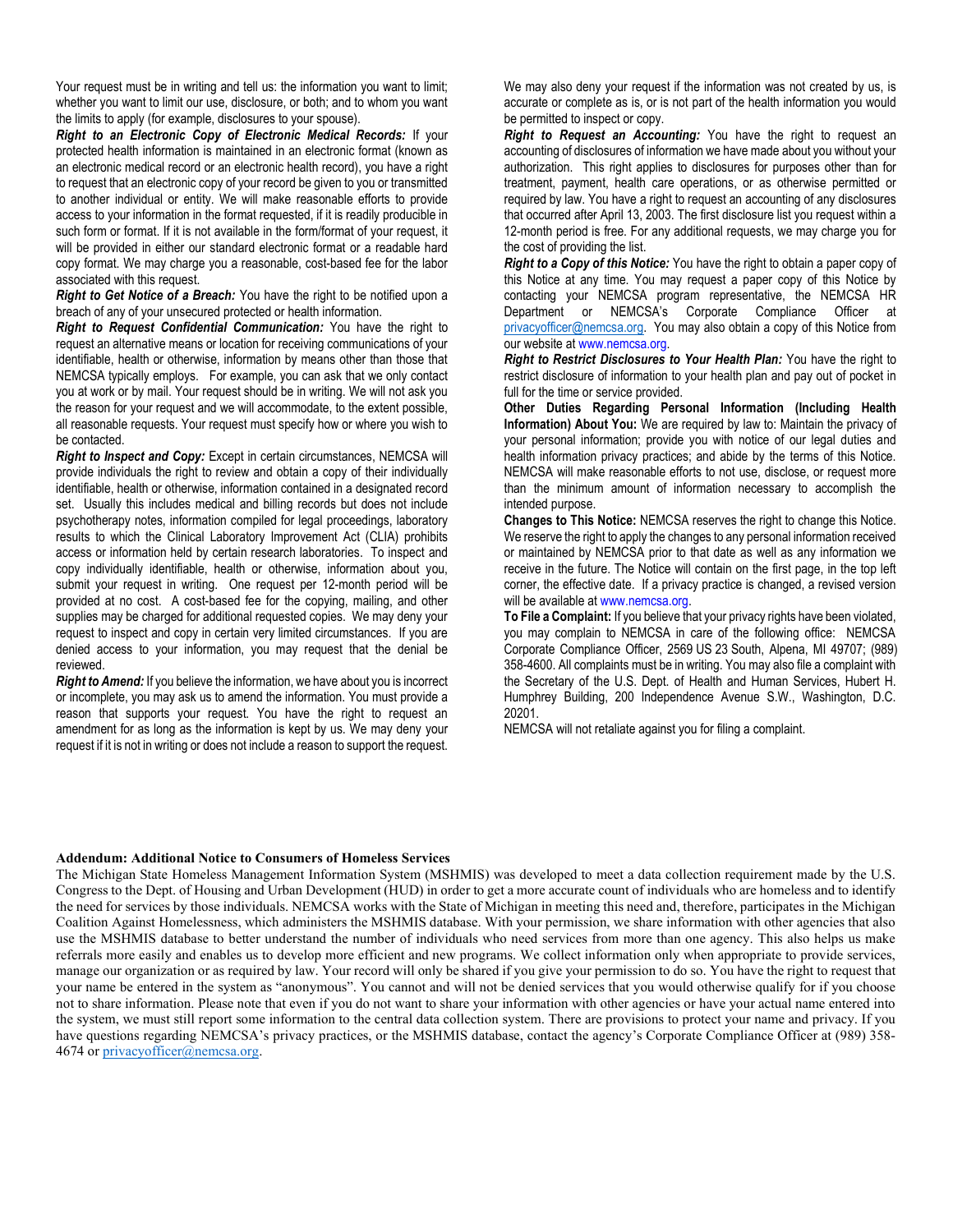Your request must be in writing and tell us: the information you want to limit; whether you want to limit our use, disclosure, or both; and to whom you want the limits to apply (for example, disclosures to your spouse).

***Right to an Electronic Copy of Electronic Medical Records:*** If your protected health information is maintained in an electronic format (known as an electronic medical record or an electronic health record), you have a right to request that an electronic copy of your record be given to you or transmitted to another individual or entity. We will make reasonable efforts to provide access to your information in the format requested, if it is readily producible in such form or format. If it is not available in the form/format of your request, it will be provided in either our standard electronic format or a readable hard copy format. We may charge you a reasonable, cost-based fee for the labor associated with this request.

***Right to Get Notice of a Breach:*** You have the right to be notified upon a breach of any of your unsecured protected or health information.

***Right to Request Confidential Communication:*** You have the right to request an alternative means or location for receiving communications of your identifiable, health or otherwise, information by means other than those that NEMCSA typically employs. For example, you can ask that we only contact you at work or by mail. Your request should be in writing. We will not ask you the reason for your request and we will accommodate, to the extent possible, all reasonable requests. Your request must specify how or where you wish to be contacted.

***Right to Inspect and Copy:*** Except in certain circumstances, NEMCSA will provide individuals the right to review and obtain a copy of their individually identifiable, health or otherwise, information contained in a designated record set. Usually this includes medical and billing records but does not include psychotherapy notes, information compiled for legal proceedings, laboratory results to which the Clinical Laboratory Improvement Act (CLIA) prohibits access or information held by certain research laboratories. To inspect and copy individually identifiable, health or otherwise, information about you, submit your request in writing. One request per 12-month period will be provided at no cost. A cost-based fee for the copying, mailing, and other supplies may be charged for additional requested copies. We may deny your request to inspect and copy in certain very limited circumstances. If you are denied access to your information, you may request that the denial be reviewed.

***Right to Amend:*** If you believe the information, we have about you is incorrect or incomplete, you may ask us to amend the information. You must provide a reason that supports your request. You have the right to request an amendment for as long as the information is kept by us. We may deny your request if it is not in writing or does not include a reason to support the request. We may also deny your request if the information was not created by us, is accurate or complete as is, or is not part of the health information you would be permitted to inspect or copy.

***Right to Request an Accounting:*** You have the right to request an accounting of disclosures of information we have made about you without your authorization. This right applies to disclosures for purposes other than for treatment, payment, health care operations, or as otherwise permitted or required by law. You have a right to request an accounting of any disclosures that occurred after April 13, 2003. The first disclosure list you request within a 12-month period is free. For any additional requests, we may charge you for the cost of providing the list.

***Right to a Copy of this Notice:*** You have the right to obtain a paper copy of this Notice at any time. You may request a paper copy of this Notice by contacting your NEMCSA program representative, the NEMCSA HR Department or NEMCSA's Corporate Compliance Officer at privacyofficer@nemcsa.org. You may also obtain a copy of this Notice from our website at www.nemcsa.org.

***Right to Restrict Disclosures to Your Health Plan:*** You have the right to restrict disclosure of information to your health plan and pay out of pocket in full for the time or service provided.

**Other Duties Regarding Personal Information (Including Health Information) About You:** We are required by law to: Maintain the privacy of your personal information; provide you with notice of our legal duties and health information privacy practices; and abide by the terms of this Notice. NEMCSA will make reasonable efforts to not use, disclose, or request more than the minimum amount of information necessary to accomplish the intended purpose.

**Changes to This Notice:** NEMCSA reserves the right to change this Notice. We reserve the right to apply the changes to any personal information received or maintained by NEMCSA prior to that date as well as any information we receive in the future. The Notice will contain on the first page, in the top left corner, the effective date. If a privacy practice is changed, a revised version will be available at www.nemcsa.org.

**To File a Complaint:** If you believe that your privacy rights have been violated, you may complain to NEMCSA in care of the following office: NEMCSA Corporate Compliance Officer, 2569 US 23 South, Alpena, MI 49707; (989) 358-4600. All complaints must be in writing. You may also file a complaint with the Secretary of the U.S. Dept. of Health and Human Services, Hubert H. Humphrey Building, 200 Independence Avenue S.W., Washington, D.C. 20201.

NEMCSA will not retaliate against you for filing a complaint.

**Addendum: Additional Notice to Consumers of Homeless Services**

The Michigan State Homeless Management Information System (MSHMIS) was developed to meet a data collection requirement made by the U.S. Congress to the Dept. of Housing and Urban Development (HUD) in order to get a more accurate count of individuals who are homeless and to identify the need for services by those individuals. NEMCSA works with the State of Michigan in meeting this need and, therefore, participates in the Michigan Coalition Against Homelessness, which administers the MSHMIS database. With your permission, we share information with other agencies that also use the MSHMIS database to better understand the number of individuals who need services from more than one agency. This also helps us make referrals more easily and enables us to develop more efficient and new programs. We collect information only when appropriate to provide services, manage our organization or as required by law. Your record will only be shared if you give your permission to do so. You have the right to request that your name be entered in the system as "anonymous". You cannot and will not be denied services that you would otherwise qualify for if you choose not to share information. Please note that even if you do not want to share your information with other agencies or have your actual name entered into the system, we must still report some information to the central data collection system. There are provisions to protect your name and privacy. If you have questions regarding NEMCSA's privacy practices, or the MSHMIS database, contact the agency's Corporate Compliance Officer at (989) 358-4674 or privacyofficer@nemcsa.org.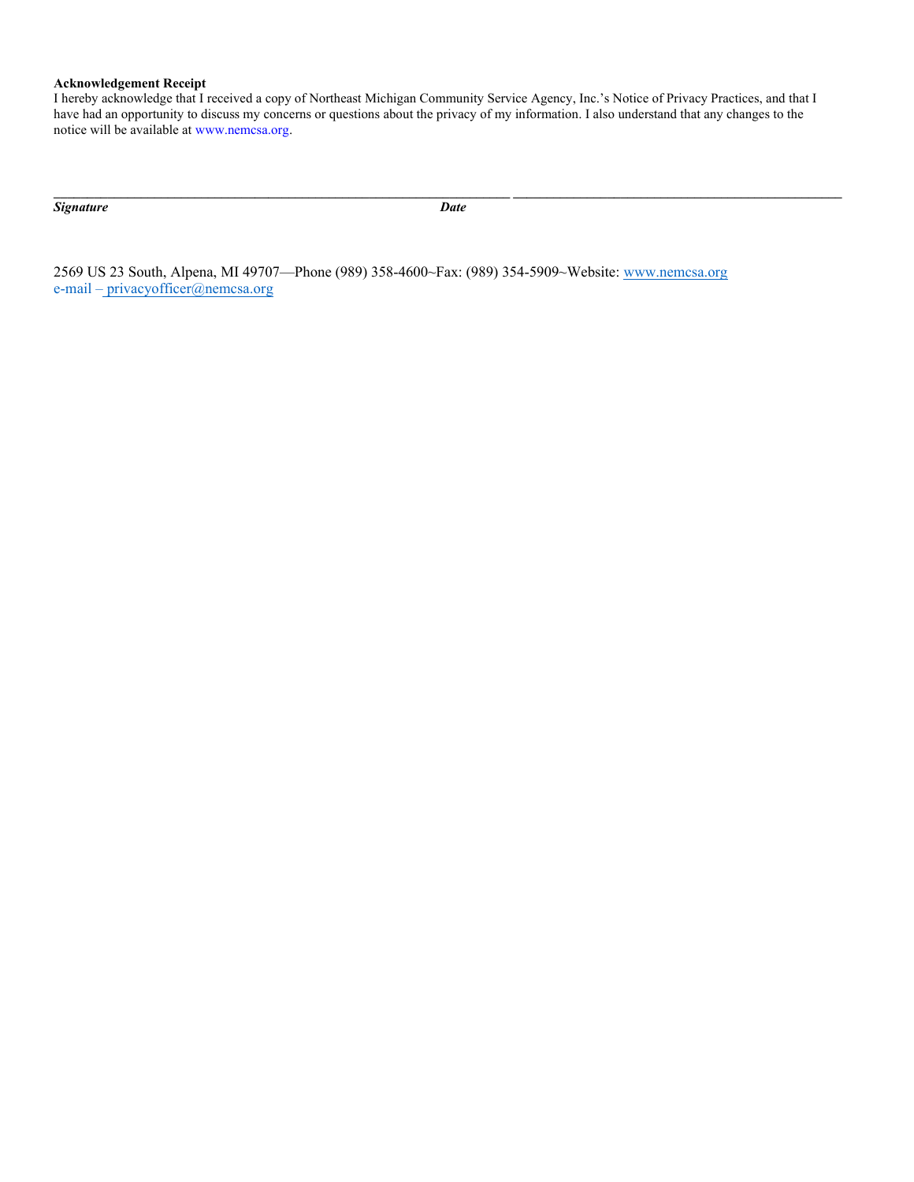**Acknowledgement Receipt**

I hereby acknowledge that I received a copy of Northeast Michigan Community Service Agency, Inc.'s Notice of Privacy Practices, and that I have had an opportunity to discuss my concerns or questions about the privacy of my information. I also understand that any changes to the notice will be available at www.nemcsa.org.

\_\_\_\_\_\_\_\_\_\_\_\_\_\_\_\_\_\_\_\_\_\_\_\_\_\_\_\_\_\_\_\_\_\_\_\_\_\_\_\_\_\_\_\_\_\_\_\_ \_\_\_\_\_\_\_\_\_\_\_\_\_\_\_\_\_\_\_\_\_\_\_\_\_\_\_\_\_\_\_\_\_\_\_\_\_\_\_\_

***Signature*** ***Date***

2569 US 23 South, Alpena, MI 49707—Phone (989) 358-4600~Fax: (989) 354-5909~Website: www.nemcsa.org
e-mail – privacyofficer@nemcsa.org